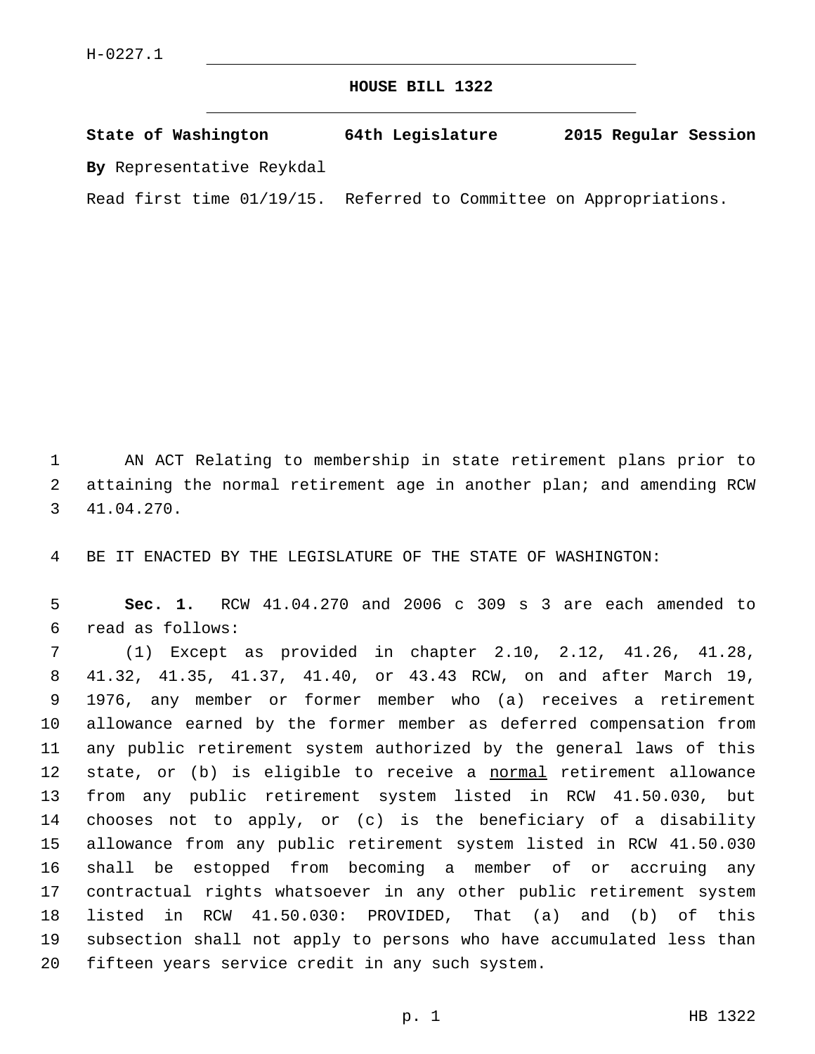H-0227.1

# HOUSE BILL 1322

**State of Washington 64th Legislature 2015 Regular Session**

**By** Representative Reykdal

Read first time 01/19/15. Referred to Committee on Appropriations.

AN ACT Relating to membership in state retirement plans prior to attaining the normal retirement age in another plan; and amending RCW 41.04.270.

BE IT ENACTED BY THE LEGISLATURE OF THE STATE OF WASHINGTON:

**Sec. 1.** RCW 41.04.270 and 2006 c 309 s 3 are each amended to read as follows:

(1) Except as provided in chapter 2.10, 2.12, 41.26, 41.28, 41.32, 41.35, 41.37, 41.40, or 43.43 RCW, on and after March 19, 1976, any member or former member who (a) receives a retirement allowance earned by the former member as deferred compensation from any public retirement system authorized by the general laws of this state, or (b) is eligible to receive a <u>normal</u> retirement allowance from any public retirement system listed in RCW 41.50.030, but chooses not to apply, or (c) is the beneficiary of a disability allowance from any public retirement system listed in RCW 41.50.030 shall be estopped from becoming a member of or accruing any contractual rights whatsoever in any other public retirement system listed in RCW 41.50.030: PROVIDED, That (a) and (b) of this subsection shall not apply to persons who have accumulated less than fifteen years service credit in any such system.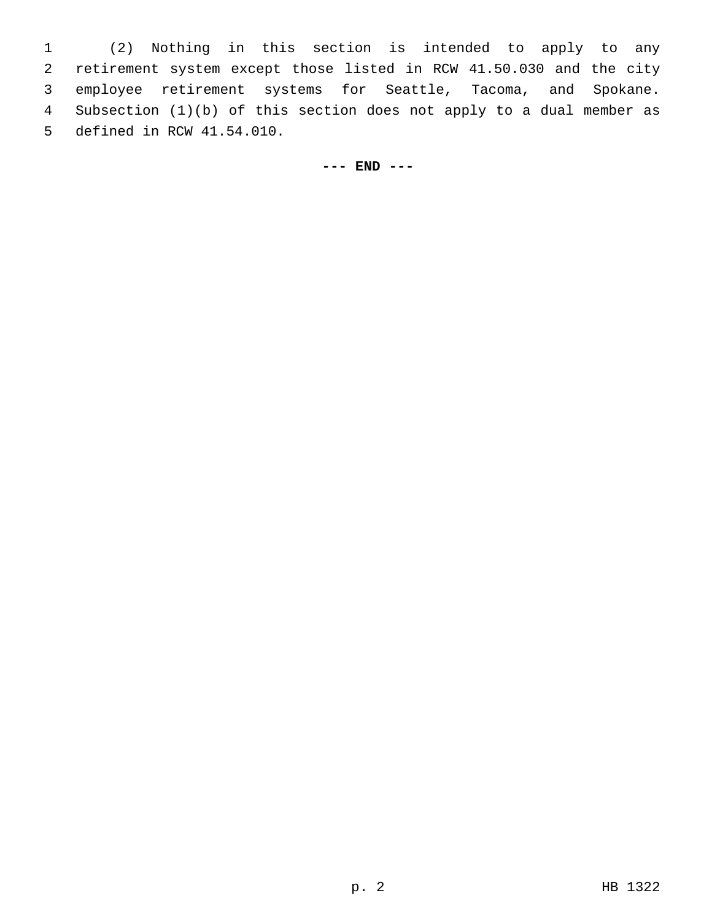(2) Nothing in this section is intended to apply to any retirement system except those listed in RCW 41.50.030 and the city employee retirement systems for Seattle, Tacoma, and Spokane. Subsection (1)(b) of this section does not apply to a dual member as defined in RCW 41.54.010.

**--- END ---**